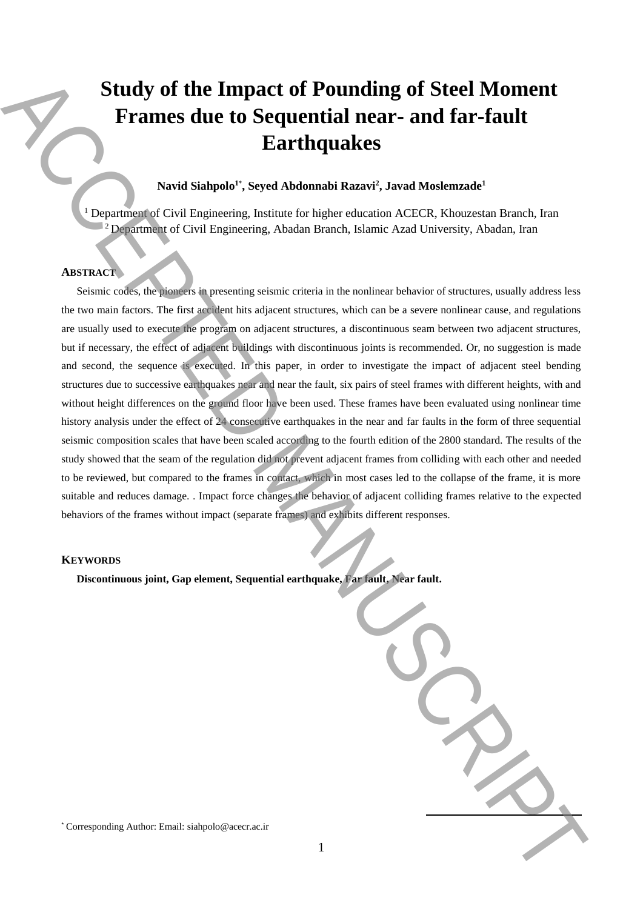# Study of the Impact of Pounding of Steel Moment Frames due to Sequential near- and far-fault Earthquakes

**Navid Siahpolo[1*], Seyed Abdonnabi Razavi[2], Javad Moslemzade[1]**

[1] Department of Civil Engineering, Institute for higher education ACECR, Khouzestan Branch, Iran
[2] Department of Civil Engineering, Abadan Branch, Islamic Azad University, Abadan, Iran

## ABSTRACT

Seismic codes, the pioneers in presenting seismic criteria in the nonlinear behavior of structures, usually address less the two main factors. The first accident hits adjacent structures, which can be a severe nonlinear cause, and regulations are usually used to execute the program on adjacent structures, a discontinuous seam between two adjacent structures, but if necessary, the effect of adjacent buildings with discontinuous joints is recommended. Or, no suggestion is made and second, the sequence is executed. In this paper, in order to investigate the impact of adjacent steel bending structures due to successive earthquakes near and near the fault, six pairs of steel frames with different heights, with and without height differences on the ground floor have been used. These frames have been evaluated using nonlinear time history analysis under the effect of 24 consecutive earthquakes in the near and far faults in the form of three sequential seismic composition scales that have been scaled according to the fourth edition of the 2800 standard. The results of the study showed that the seam of the regulation did not prevent adjacent frames from colliding with each other and needed to be reviewed, but compared to the frames in contact, which in most cases led to the collapse of the frame, it is more suitable and reduces damage. . Impact force changes the behavior of adjacent colliding frames relative to the expected behaviors of the frames without impact (separate frames) and exhibits different responses.

## KEYWORDS

**Discontinuous joint, Gap element, Sequential earthquake, Far fault, Near fault.**

* Corresponding Author: Email: siahpolo@acecr.ac.ir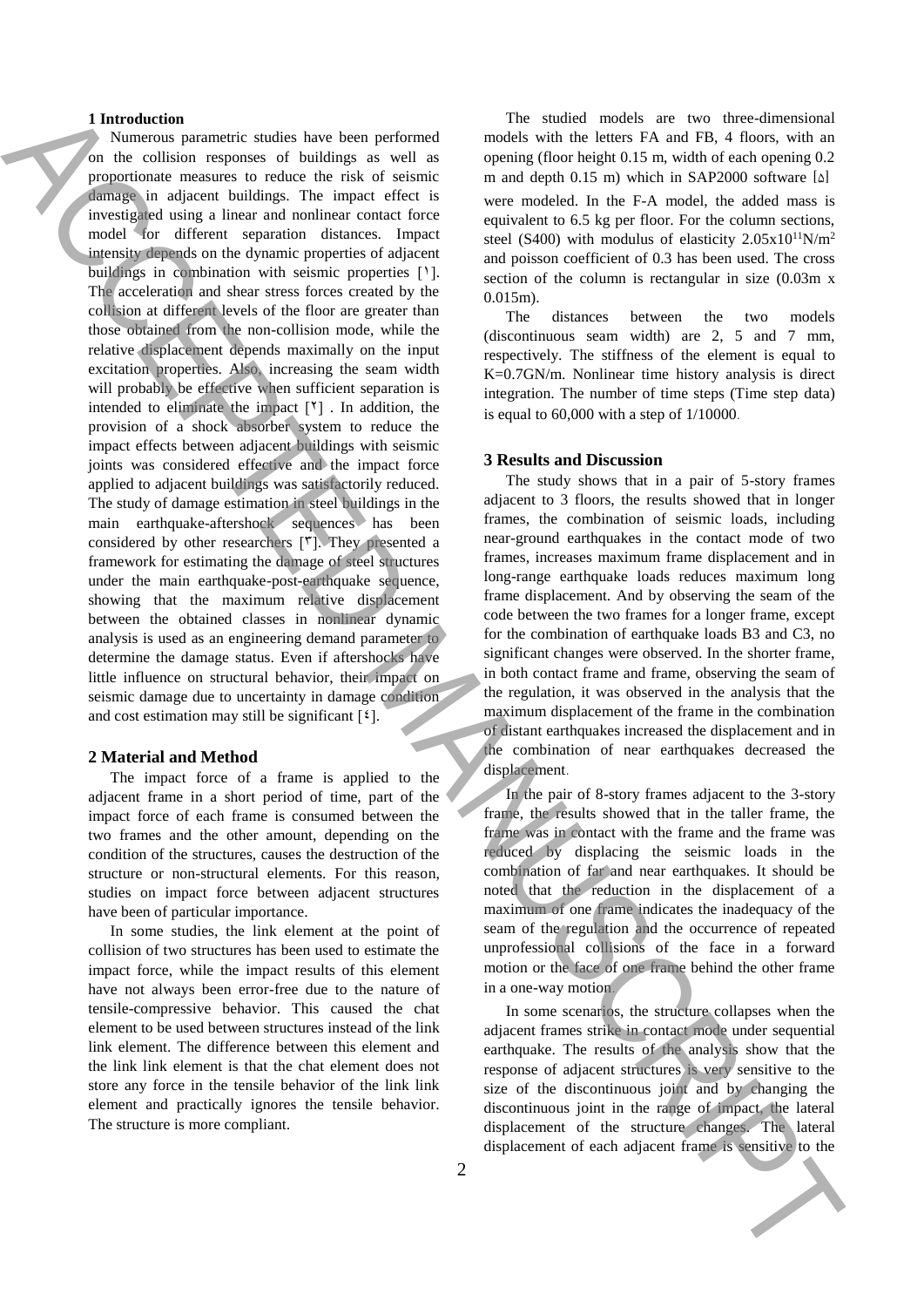## 1 Introduction

Numerous parametric studies have been performed on the collision responses of buildings as well as proportionate measures to reduce the risk of seismic damage in adjacent buildings. The impact effect is investigated using a linear and nonlinear contact force model for different separation distances. Impact intensity depends on the dynamic properties of adjacent buildings in combination with seismic properties [١]. The acceleration and shear stress forces created by the collision at different levels of the floor are greater than those obtained from the non-collision mode, while the relative displacement depends maximally on the input excitation properties. Also, increasing the seam width will probably be effective when sufficient separation is intended to eliminate the impact [٢] . In addition, the provision of a shock absorber system to reduce the impact effects between adjacent buildings with seismic joints was considered effective and the impact force applied to adjacent buildings was satisfactorily reduced. The study of damage estimation in steel buildings in the main earthquake-aftershock sequences has been considered by other researchers [٣]. They presented a framework for estimating the damage of steel structures under the main earthquake-post-earthquake sequence, showing that the maximum relative displacement between the obtained classes in nonlinear dynamic analysis is used as an engineering demand parameter to determine the damage status. Even if aftershocks have little influence on structural behavior, their impact on seismic damage due to uncertainty in damage condition and cost estimation may still be significant [٤].

## 2 Material and Method

The impact force of a frame is applied to the adjacent frame in a short period of time, part of the impact force of each frame is consumed between the two frames and the other amount, depending on the condition of the structures, causes the destruction of the structure or non-structural elements. For this reason, studies on impact force between adjacent structures have been of particular importance.

In some studies, the link element at the point of collision of two structures has been used to estimate the impact force, while the impact results of this element have not always been error-free due to the nature of tensile-compressive behavior. This caused the chat element to be used between structures instead of the link link element. The difference between this element and the link link element is that the chat element does not store any force in the tensile behavior of the link link element and practically ignores the tensile behavior. The structure is more compliant.

The studied models are two three-dimensional models with the letters FA and FB, 4 floors, with an opening (floor height 0.15 m, width of each opening 0.2 m and depth 0.15 m) which in SAP2000 software [۵] were modeled. In the F-A model, the added mass is equivalent to 6.5 kg per floor. For the column sections, steel (S400) with modulus of elasticity $2.05\times10^{11}$N/m$^2$ and poisson coefficient of 0.3 has been used. The cross section of the column is rectangular in size (0.03m x 0.015m).

The distances between the two models (discontinuous seam width) are 2, 5 and 7 mm, respectively. The stiffness of the element is equal to K=0.7GN/m. Nonlinear time history analysis is direct integration. The number of time steps (Time step data) is equal to 60,000 with a step of 1/10000.

## 3 Results and Discussion

The study shows that in a pair of 5-story frames adjacent to 3 floors, the results showed that in longer frames, the combination of seismic loads, including near-ground earthquakes in the contact mode of two frames, increases maximum frame displacement and in long-range earthquake loads reduces maximum long frame displacement. And by observing the seam of the code between the two frames for a longer frame, except for the combination of earthquake loads B3 and C3, no significant changes were observed. In the shorter frame, in both contact frame and frame, observing the seam of the regulation, it was observed in the analysis that the maximum displacement of the frame in the combination of distant earthquakes increased the displacement and in the combination of near earthquakes decreased the displacement.

In the pair of 8-story frames adjacent to the 3-story frame, the results showed that in the taller frame, the frame was in contact with the frame and the frame was reduced by displacing the seismic loads in the combination of far and near earthquakes. It should be noted that the reduction in the displacement of a maximum of one frame indicates the inadequacy of the seam of the regulation and the occurrence of repeated unprofessional collisions of the face in a forward motion or the face of one frame behind the other frame in a one-way motion.

In some scenarios, the structure collapses when the adjacent frames strike in contact mode under sequential earthquake. The results of the analysis show that the response of adjacent structures is very sensitive to the size of the discontinuous joint and by changing the discontinuous joint in the range of impact, the lateral displacement of the structure changes. The lateral displacement of each adjacent frame is sensitive to the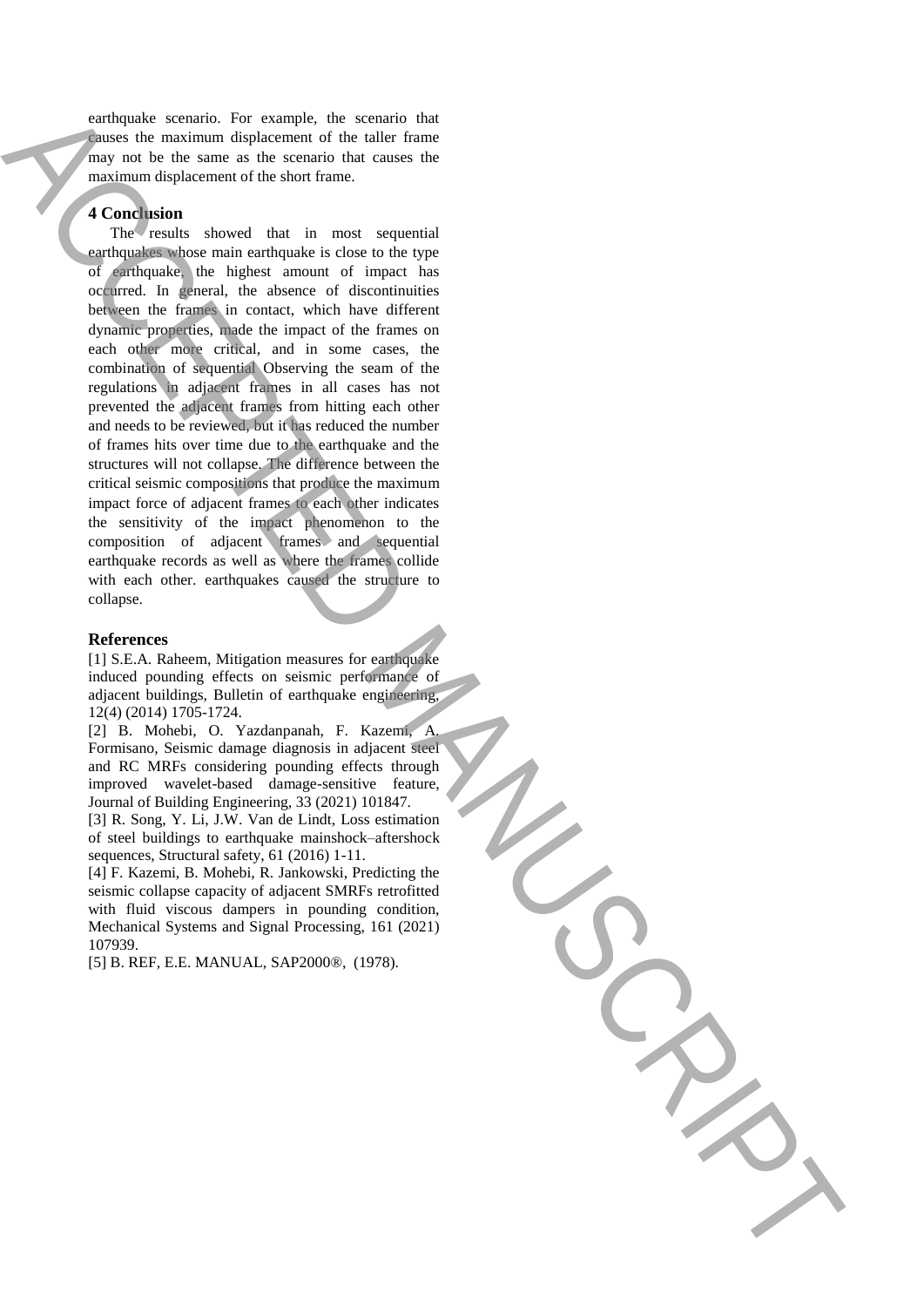earthquake scenario. For example, the scenario that causes the maximum displacement of the taller frame may not be the same as the scenario that causes the maximum displacement of the short frame.

## 4 Conclusion

The results showed that in most sequential earthquakes whose main earthquake is close to the type of earthquake, the highest amount of impact has occurred. In general, the absence of discontinuities between the frames in contact, which have different dynamic properties, made the impact of the frames on each other more critical, and in some cases, the combination of sequential Observing the seam of the regulations in adjacent frames in all cases has not prevented the adjacent frames from hitting each other and needs to be reviewed, but it has reduced the number of frames hits over time due to the earthquake and the structures will not collapse. The difference between the critical seismic compositions that produce the maximum impact force of adjacent frames to each other indicates the sensitivity of the impact phenomenon to the composition of adjacent frames and sequential earthquake records as well as where the frames collide with each other. earthquakes caused the structure to collapse.

## References

[1] S.E.A. Raheem, Mitigation measures for earthquake induced pounding effects on seismic performance of adjacent buildings, Bulletin of earthquake engineering, 12(4) (2014) 1705-1724.

[2] B. Mohebi, O. Yazdanpanah, F. Kazemi, A. Formisano, Seismic damage diagnosis in adjacent steel and RC MRFs considering pounding effects through improved wavelet-based damage-sensitive feature, Journal of Building Engineering, 33 (2021) 101847.

[3] R. Song, Y. Li, J.W. Van de Lindt, Loss estimation of steel buildings to earthquake mainshock–aftershock sequences, Structural safety, 61 (2016) 1-11.

[4] F. Kazemi, B. Mohebi, R. Jankowski, Predicting the seismic collapse capacity of adjacent SMRFs retrofitted with fluid viscous dampers in pounding condition, Mechanical Systems and Signal Processing, 161 (2021) 107939.

[5] B. REF, E.E. MANUAL, SAP2000®, (1978).